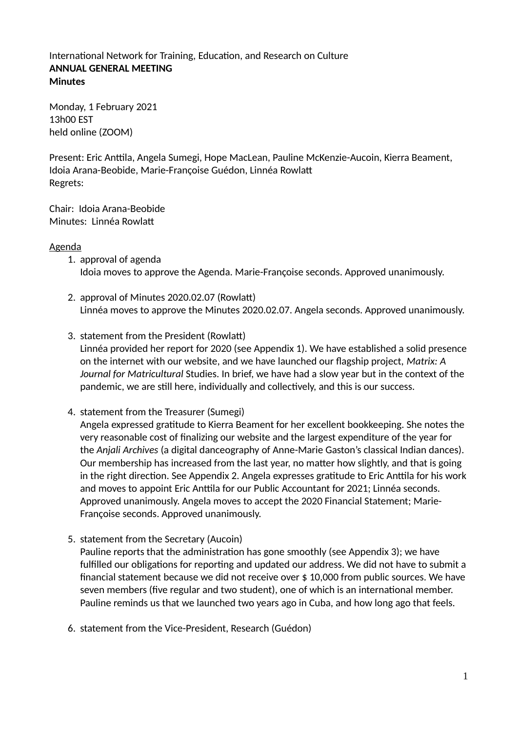International Network for Training, Education, and Research on Culture
**ANNUAL GENERAL MEETING**
**Minutes**

Monday, 1 February 2021
13h00 EST
held online (ZOOM)

Present: Eric Anttila, Angela Sumegi, Hope MacLean, Pauline McKenzie-Aucoin, Kierra Beament, Idoia Arana-Beobide, Marie-Françoise Guédon, Linnéa Rowlatt
Regrets:

Chair: Idoia Arana-Beobide
Minutes: Linnéa Rowlatt

<u>Agenda</u>

1. approval of agenda
   Idoia moves to approve the Agenda. Marie-Françoise seconds. Approved unanimously.

2. approval of Minutes 2020.02.07 (Rowlatt)
   Linnéa moves to approve the Minutes 2020.02.07. Angela seconds. Approved unanimously.

3. statement from the President (Rowlatt)
   Linnéa provided her report for 2020 (see Appendix 1). We have established a solid presence on the internet with our website, and we have launched our flagship project, *Matrix: A Journal for Matricultural* Studies. In brief, we have had a slow year but in the context of the pandemic, we are still here, individually and collectively, and this is our success.

4. statement from the Treasurer (Sumegi)
   Angela expressed gratitude to Kierra Beament for her excellent bookkeeping. She notes the very reasonable cost of finalizing our website and the largest expenditure of the year for the *Anjali Archives* (a digital danceography of Anne-Marie Gaston's classical Indian dances). Our membership has increased from the last year, no matter how slightly, and that is going in the right direction. See Appendix 2. Angela expresses gratitude to Eric Anttila for his work and moves to appoint Eric Anttila for our Public Accountant for 2021; Linnéa seconds. Approved unanimously. Angela moves to accept the 2020 Financial Statement; Marie-Françoise seconds. Approved unanimously.

5. statement from the Secretary (Aucoin)
   Pauline reports that the administration has gone smoothly (see Appendix 3); we have fulfilled our obligations for reporting and updated our address. We did not have to submit a financial statement because we did not receive over $ 10,000 from public sources. We have seven members (five regular and two student), one of which is an international member. Pauline reminds us that we launched two years ago in Cuba, and how long ago that feels.

6. statement from the Vice-President, Research (Guédon)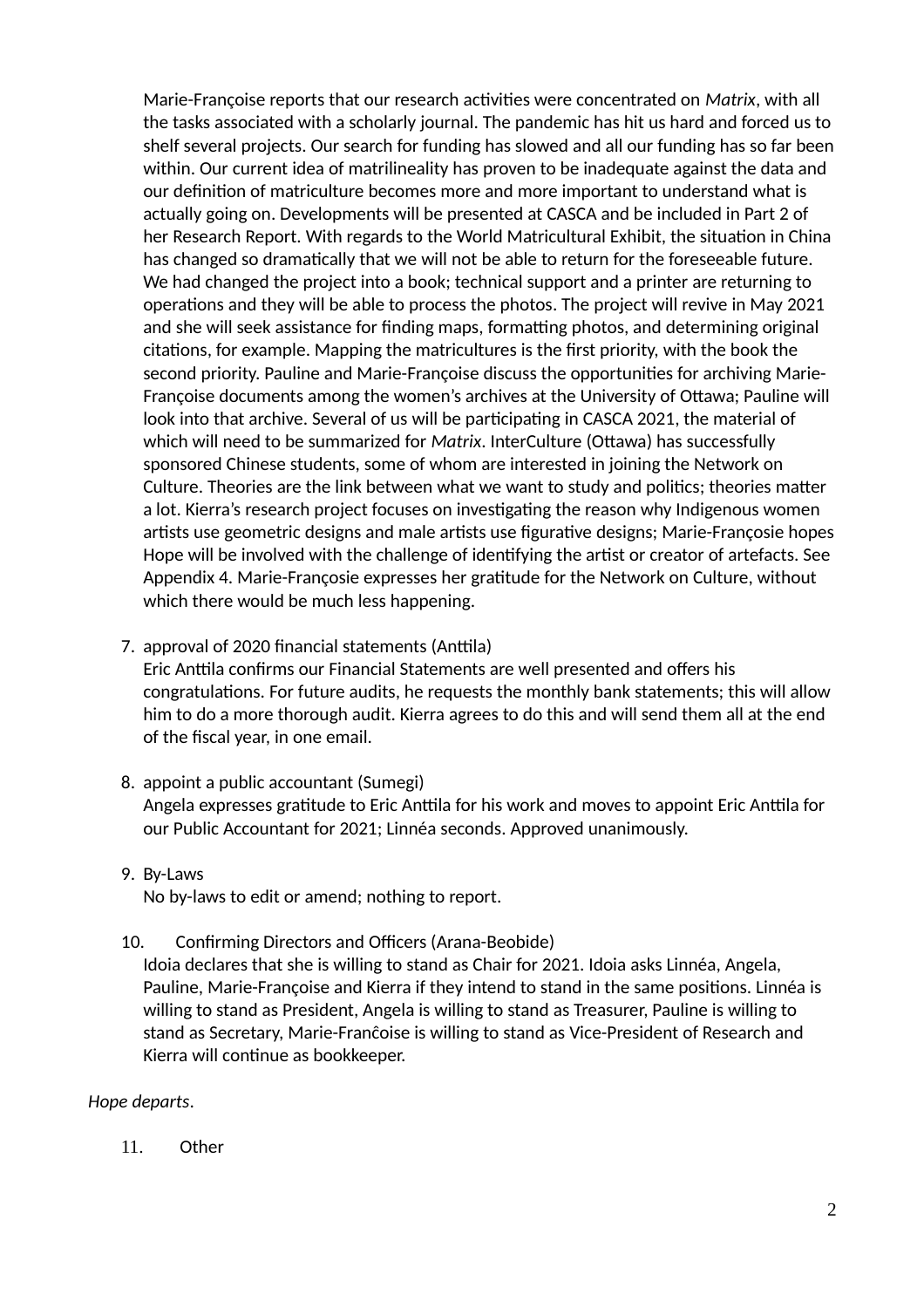Marie-Françoise reports that our research activities were concentrated on *Matrix*, with all the tasks associated with a scholarly journal. The pandemic has hit us hard and forced us to shelf several projects. Our search for funding has slowed and all our funding has so far been within. Our current idea of matrilineality has proven to be inadequate against the data and our definition of matriculture becomes more and more important to understand what is actually going on. Developments will be presented at CASCA and be included in Part 2 of her Research Report. With regards to the World Matricultural Exhibit, the situation in China has changed so dramatically that we will not be able to return for the foreseeable future. We had changed the project into a book; technical support and a printer are returning to operations and they will be able to process the photos. The project will revive in May 2021 and she will seek assistance for finding maps, formatting photos, and determining original citations, for example. Mapping the matricultures is the first priority, with the book the second priority. Pauline and Marie-Françoise discuss the opportunities for archiving Marie-Françoise documents among the women's archives at the University of Ottawa; Pauline will look into that archive. Several of us will be participating in CASCA 2021, the material of which will need to be summarized for *Matrix*. InterCulture (Ottawa) has successfully sponsored Chinese students, some of whom are interested in joining the Network on Culture. Theories are the link between what we want to study and politics; theories matter a lot. Kierra's research project focuses on investigating the reason why Indigenous women artists use geometric designs and male artists use figurative designs; Marie-Françosie hopes Hope will be involved with the challenge of identifying the artist or creator of artefacts. See Appendix 4. Marie-Françosie expresses her gratitude for the Network on Culture, without which there would be much less happening.

7. approval of 2020 financial statements (Anttila)
   Eric Anttila confirms our Financial Statements are well presented and offers his congratulations. For future audits, he requests the monthly bank statements; this will allow him to do a more thorough audit. Kierra agrees to do this and will send them all at the end of the fiscal year, in one email.

8. appoint a public accountant (Sumegi)
   Angela expresses gratitude to Eric Anttila for his work and moves to appoint Eric Anttila for our Public Accountant for 2021; Linnéa seconds. Approved unanimously.

9. By-Laws
   No by-laws to edit or amend; nothing to report.

10. Confirming Directors and Officers (Arana-Beobide)
    Idoia declares that she is willing to stand as Chair for 2021. Idoia asks Linnéa, Angela, Pauline, Marie-Françoise and Kierra if they intend to stand in the same positions. Linnéa is willing to stand as President, Angela is willing to stand as Treasurer, Pauline is willing to stand as Secretary, Marie-Francôise is willing to stand as Vice-President of Research and Kierra will continue as bookkeeper.

*Hope departs*.

11. Other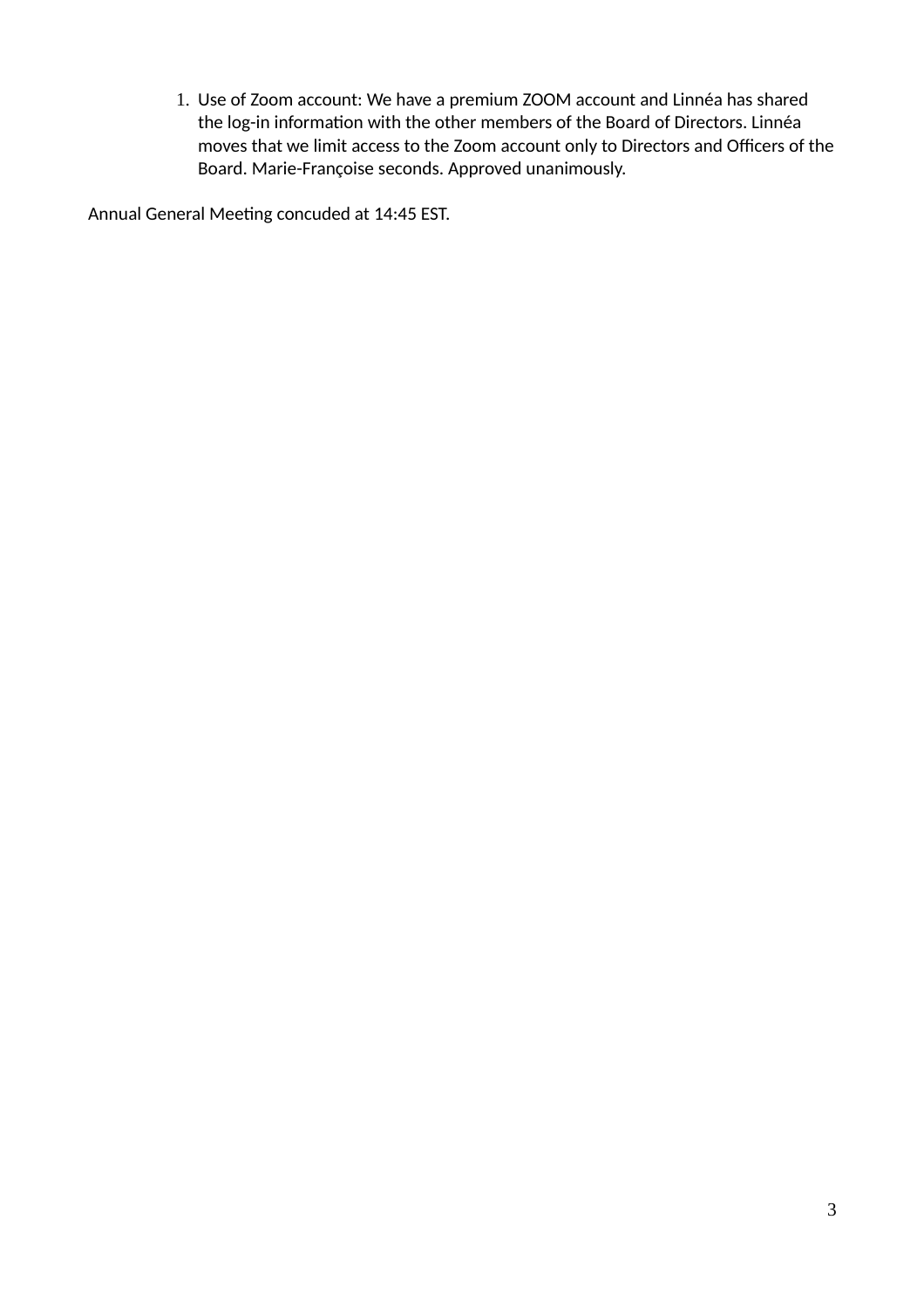1. Use of Zoom account: We have a premium ZOOM account and Linnéa has shared the log-in information with the other members of the Board of Directors. Linnéa moves that we limit access to the Zoom account only to Directors and Officers of the Board. Marie-Françoise seconds. Approved unanimously.

Annual General Meeting concuded at 14:45 EST.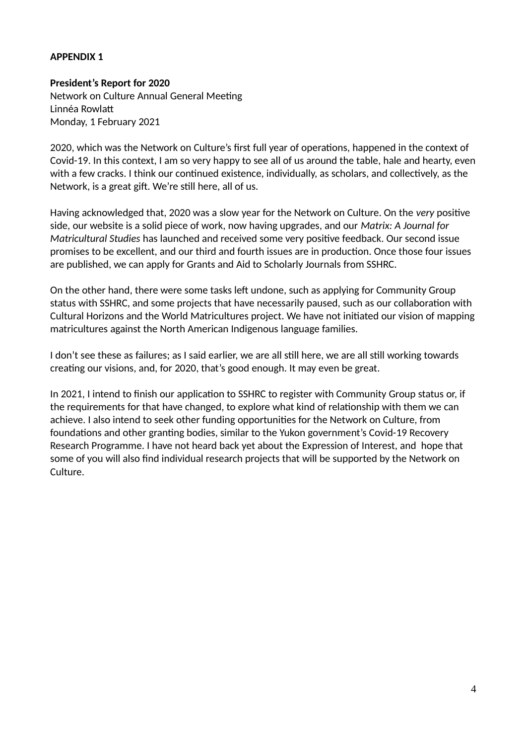**APPENDIX 1**

**President's Report for 2020**
Network on Culture Annual General Meeting
Linnéa Rowlatt
Monday, 1 February 2021

2020, which was the Network on Culture's first full year of operations, happened in the context of Covid-19. In this context, I am so very happy to see all of us around the table, hale and hearty, even with a few cracks. I think our continued existence, individually, as scholars, and collectively, as the Network, is a great gift. We're still here, all of us.

Having acknowledged that, 2020 was a slow year for the Network on Culture. On the *very* positive side, our website is a solid piece of work, now having upgrades, and our *Matrix: A Journal for Matricultural Studies* has launched and received some very positive feedback. Our second issue promises to be excellent, and our third and fourth issues are in production. Once those four issues are published, we can apply for Grants and Aid to Scholarly Journals from SSHRC.

On the other hand, there were some tasks left undone, such as applying for Community Group status with SSHRC, and some projects that have necessarily paused, such as our collaboration with Cultural Horizons and the World Matricultures project. We have not initiated our vision of mapping matricultures against the North American Indigenous language families.

I don't see these as failures; as I said earlier, we are all still here, we are all still working towards creating our visions, and, for 2020, that's good enough. It may even be great.

In 2021, I intend to finish our application to SSHRC to register with Community Group status or, if the requirements for that have changed, to explore what kind of relationship with them we can achieve. I also intend to seek other funding opportunities for the Network on Culture, from foundations and other granting bodies, similar to the Yukon government's Covid-19 Recovery Research Programme. I have not heard back yet about the Expression of Interest, and hope that some of you will also find individual research projects that will be supported by the Network on Culture.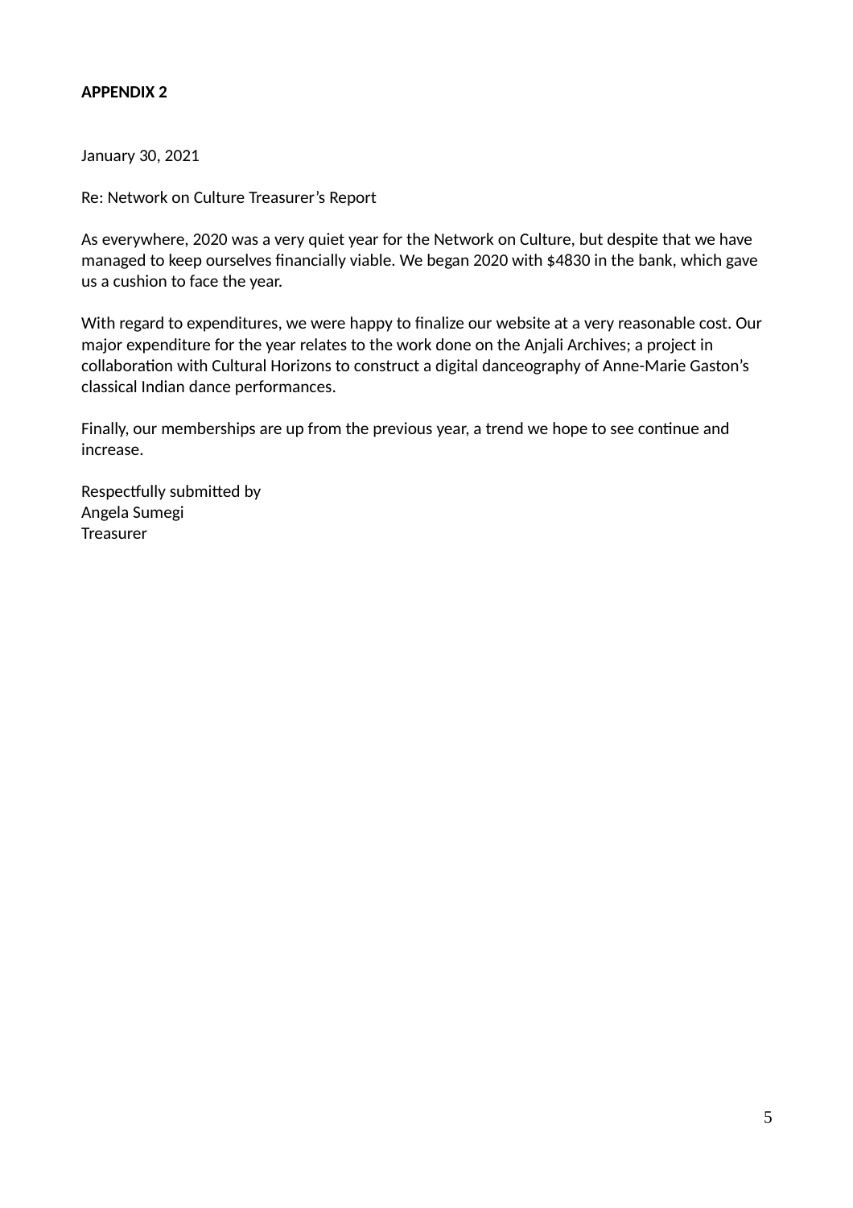**APPENDIX 2**

January 30, 2021

Re: Network on Culture Treasurer's Report

As everywhere, 2020 was a very quiet year for the Network on Culture, but despite that we have managed to keep ourselves financially viable. We began 2020 with $4830 in the bank, which gave us a cushion to face the year.

With regard to expenditures, we were happy to finalize our website at a very reasonable cost. Our major expenditure for the year relates to the work done on the Anjali Archives; a project in collaboration with Cultural Horizons to construct a digital danceography of Anne-Marie Gaston's classical Indian dance performances.

Finally, our memberships are up from the previous year, a trend we hope to see continue and increase.

Respectfully submitted by
Angela Sumegi
Treasurer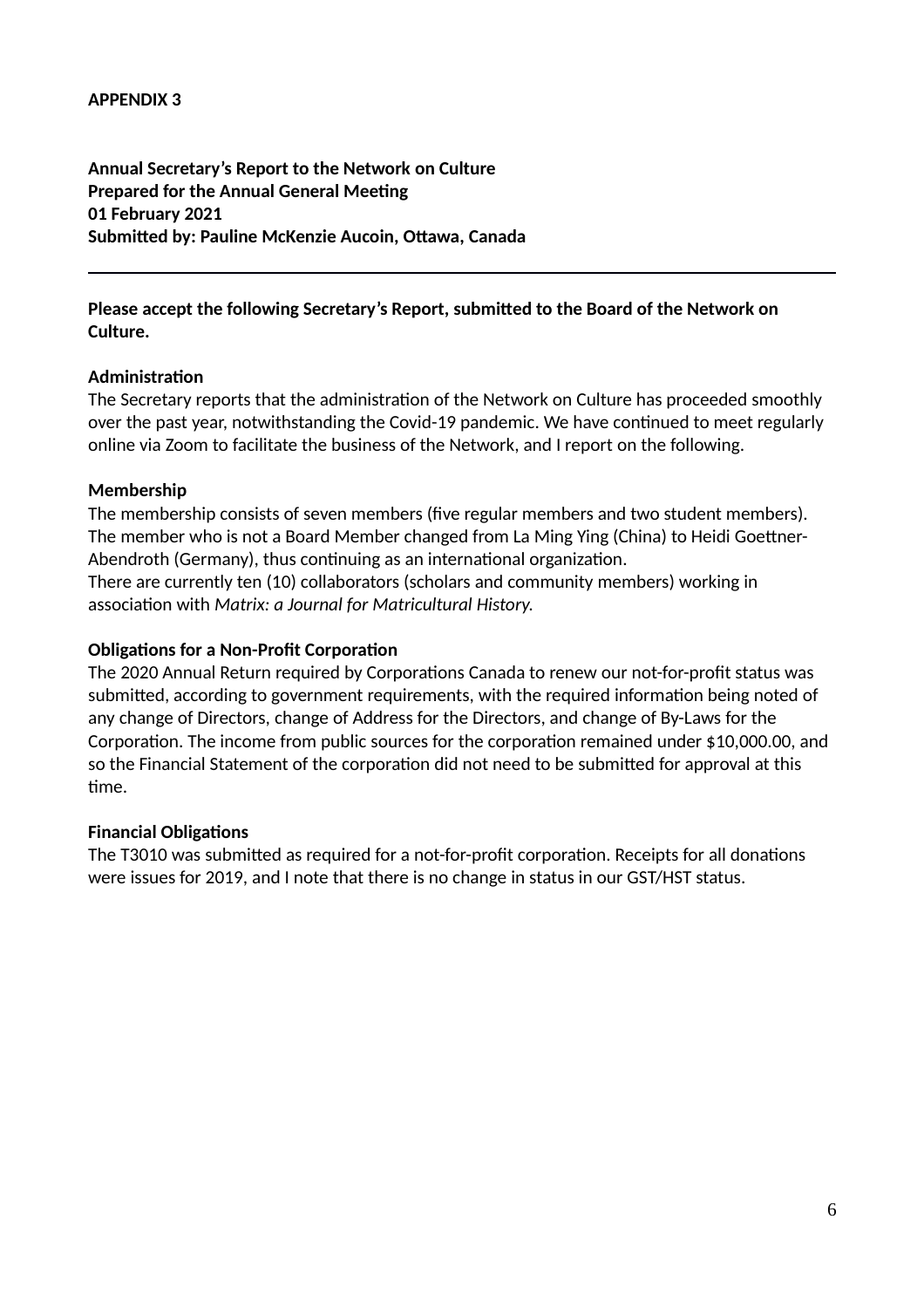**APPENDIX 3**

**Annual Secretary's Report to the Network on Culture**
**Prepared for the Annual General Meeting**
**01 February 2021**
**Submitted by: Pauline McKenzie Aucoin, Ottawa, Canada**

---

**Please accept the following Secretary's Report, submitted to the Board of the Network on Culture.**

**Administration**
The Secretary reports that the administration of the Network on Culture has proceeded smoothly over the past year, notwithstanding the Covid-19 pandemic. We have continued to meet regularly online via Zoom to facilitate the business of the Network, and I report on the following.

**Membership**
The membership consists of seven members (five regular members and two student members). The member who is not a Board Member changed from La Ming Ying (China) to Heidi Goettner-Abendroth (Germany), thus continuing as an international organization.
There are currently ten (10) collaborators (scholars and community members) working in association with *Matrix: a Journal for Matricultural History.*

**Obligations for a Non-Profit Corporation**
The 2020 Annual Return required by Corporations Canada to renew our not-for-profit status was submitted, according to government requirements, with the required information being noted of any change of Directors, change of Address for the Directors, and change of By-Laws for the Corporation. The income from public sources for the corporation remained under $10,000.00, and so the Financial Statement of the corporation did not need to be submitted for approval at this time.

**Financial Obligations**
The T3010 was submitted as required for a not-for-profit corporation. Receipts for all donations were issues for 2019, and I note that there is no change in status in our GST/HST status.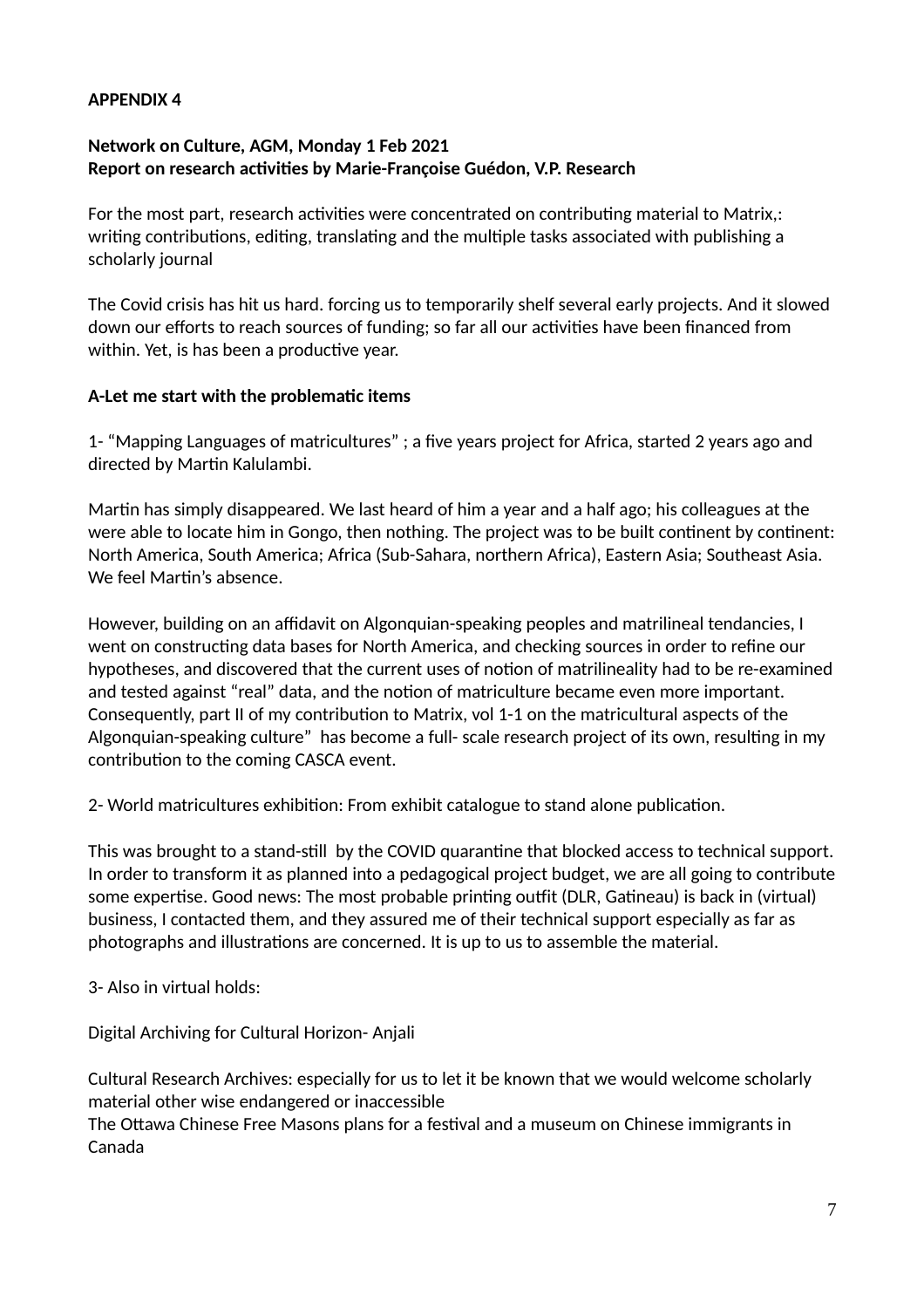**APPENDIX 4**

**Network on Culture, AGM, Monday 1 Feb 2021**
**Report on research activities by Marie-Françoise Guédon, V.P. Research**

For the most part, research activities were concentrated on contributing material to Matrix,: writing contributions, editing, translating and the multiple tasks associated with publishing a scholarly journal

The Covid crisis has hit us hard. forcing us to temporarily shelf several early projects. And it slowed down our efforts to reach sources of funding; so far all our activities have been financed from within. Yet, is has been a productive year.

**A-Let me start with the problematic items**

1- "Mapping Languages of matricultures" ; a five years project for Africa, started 2 years ago and directed by Martin Kalulambi.

Martin has simply disappeared. We last heard of him a year and a half ago; his colleagues at the were able to locate him in Gongo, then nothing. The project was to be built continent by continent: North America, South America; Africa (Sub-Sahara, northern Africa), Eastern Asia; Southeast Asia. We feel Martin's absence.

However, building on an affidavit on Algonquian-speaking peoples and matrilineal tendancies, I went on constructing data bases for North America, and checking sources in order to refine our hypotheses, and discovered that the current uses of notion of matrilineality had to be re-examined and tested against "real" data, and the notion of matriculture became even more important. Consequently, part II of my contribution to Matrix, vol 1-1 on the matricultural aspects of the Algonquian-speaking culture" has become a full- scale research project of its own, resulting in my contribution to the coming CASCA event.

2- World matricultures exhibition: From exhibit catalogue to stand alone publication.

This was brought to a stand-still by the COVID quarantine that blocked access to technical support. In order to transform it as planned into a pedagogical project budget, we are all going to contribute some expertise. Good news: The most probable printing outfit (DLR, Gatineau) is back in (virtual) business, I contacted them, and they assured me of their technical support especially as far as photographs and illustrations are concerned. It is up to us to assemble the material.

3- Also in virtual holds:

Digital Archiving for Cultural Horizon- Anjali

Cultural Research Archives: especially for us to let it be known that we would welcome scholarly material other wise endangered or inaccessible
The Ottawa Chinese Free Masons plans for a festival and a museum on Chinese immigrants in Canada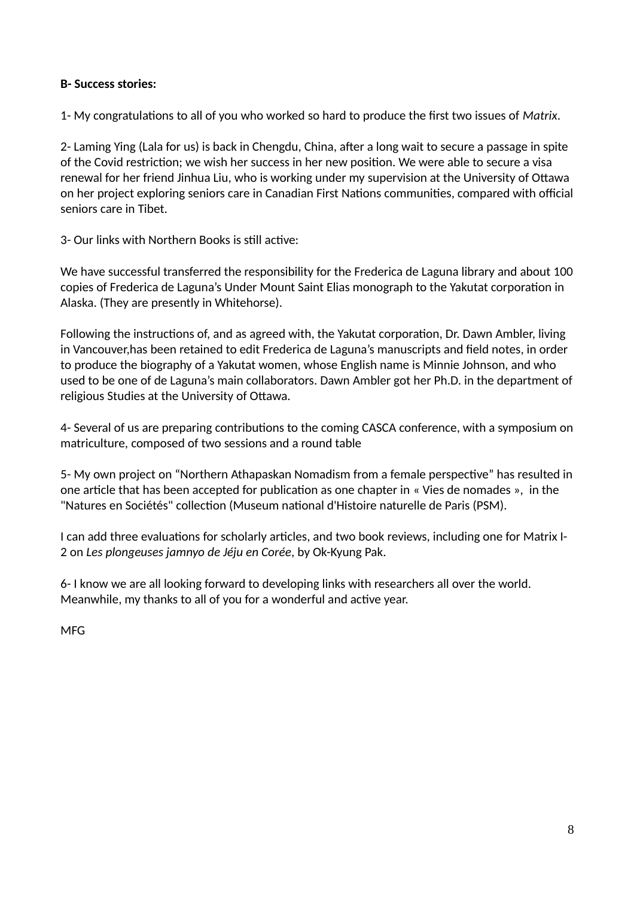**B- Success stories:**

1- My congratulations to all of you who worked so hard to produce the first two issues of *Matrix*.

2- Laming Ying (Lala for us) is back in Chengdu, China, after a long wait to secure a passage in spite of the Covid restriction; we wish her success in her new position. We were able to secure a visa renewal for her friend Jinhua Liu, who is working under my supervision at the University of Ottawa on her project exploring seniors care in Canadian First Nations communities, compared with official seniors care in Tibet.

3- Our links with Northern Books is still active:

We have successful transferred the responsibility for the Frederica de Laguna library and about 100 copies of Frederica de Laguna's Under Mount Saint Elias monograph to the Yakutat corporation in Alaska. (They are presently in Whitehorse).

Following the instructions of, and as agreed with, the Yakutat corporation, Dr. Dawn Ambler, living in Vancouver,has been retained to edit Frederica de Laguna's manuscripts and field notes, in order to produce the biography of a Yakutat women, whose English name is Minnie Johnson, and who used to be one of de Laguna's main collaborators. Dawn Ambler got her Ph.D. in the department of religious Studies at the University of Ottawa.

4- Several of us are preparing contributions to the coming CASCA conference, with a symposium on matriculture, composed of two sessions and a round table

5- My own project on "Northern Athapaskan Nomadism from a female perspective" has resulted in one article that has been accepted for publication as one chapter in « Vies de nomades », in the "Natures en Sociétés" collection (Museum national d'Histoire naturelle de Paris (PSM).

I can add three evaluations for scholarly articles, and two book reviews, including one for Matrix I-2 on *Les plongeuses jamnyo de Jéju en Corée*, by Ok-Kyung Pak.

6- I know we are all looking forward to developing links with researchers all over the world. Meanwhile, my thanks to all of you for a wonderful and active year.

MFG